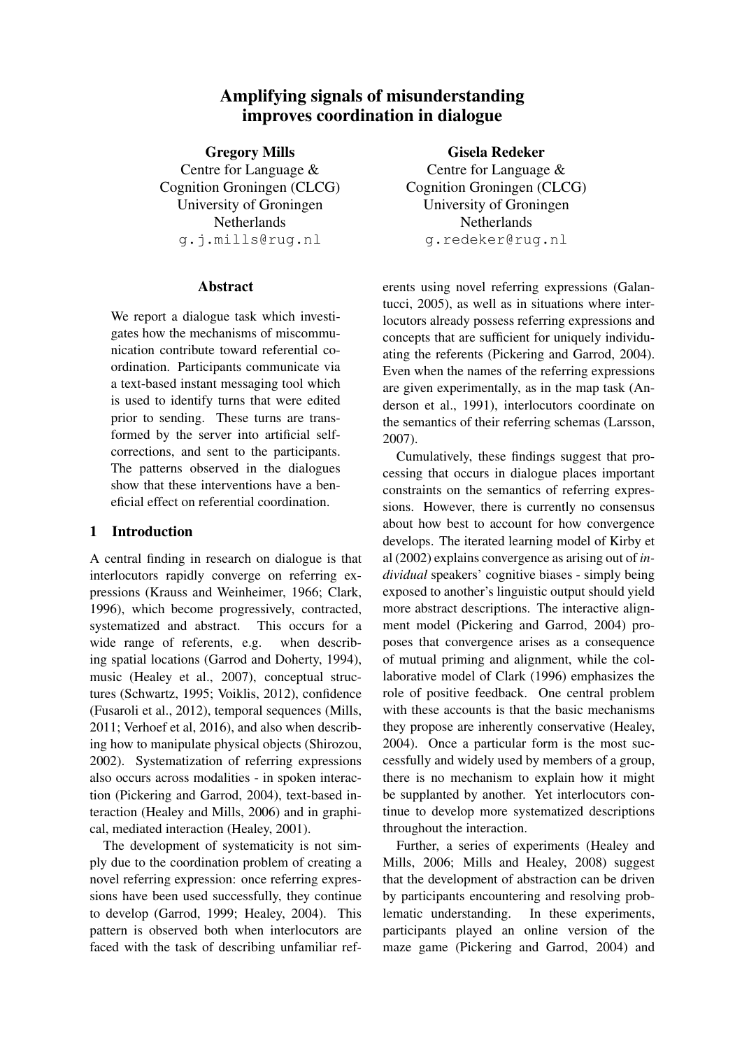# Amplifying signals of misunderstanding improves coordination in dialogue

**Gregory Mills**
Centre for Language & Cognition Groningen (CLCG)
University of Groningen
Netherlands
g.j.mills@rug.nl

**Gisela Redeker**
Centre for Language & Cognition Groningen (CLCG)
University of Groningen
Netherlands
g.redeker@rug.nl

## Abstract

We report a dialogue task which investigates how the mechanisms of miscommunication contribute toward referential coordination. Participants communicate via a text-based instant messaging tool which is used to identify turns that were edited prior to sending. These turns are transformed by the server into artificial self-corrections, and sent to the participants. The patterns observed in the dialogues show that these interventions have a beneficial effect on referential coordination.

## 1 Introduction

A central finding in research on dialogue is that interlocutors rapidly converge on referring expressions (Krauss and Weinheimer, 1966; Clark, 1996), which become progressively, contracted, systematized and abstract. This occurs for a wide range of referents, e.g. when describing spatial locations (Garrod and Doherty, 1994), music (Healey et al., 2007), conceptual structures (Schwartz, 1995; Voiklis, 2012), confidence (Fusaroli et al., 2012), temporal sequences (Mills, 2011; Verhoef et al, 2016), and also when describing how to manipulate physical objects (Shirozou, 2002). Systematization of referring expressions also occurs across modalities - in spoken interaction (Pickering and Garrod, 2004), text-based interaction (Healey and Mills, 2006) and in graphical, mediated interaction (Healey, 2001).

The development of systematicity is not simply due to the coordination problem of creating a novel referring expression: once referring expressions have been used successfully, they continue to develop (Garrod, 1999; Healey, 2004). This pattern is observed both when interlocutors are faced with the task of describing unfamiliar referents using novel referring expressions (Galantucci, 2005), as well as in situations where interlocutors already possess referring expressions and concepts that are sufficient for uniquely individuating the referents (Pickering and Garrod, 2004). Even when the names of the referring expressions are given experimentally, as in the map task (Anderson et al., 1991), interlocutors coordinate on the semantics of their referring schemas (Larsson, 2007).

Cumulatively, these findings suggest that processing that occurs in dialogue places important constraints on the semantics of referring expressions. However, there is currently no consensus about how best to account for how convergence develops. The iterated learning model of Kirby et al (2002) explains convergence as arising out of *individual* speakers' cognitive biases - simply being exposed to another's linguistic output should yield more abstract descriptions. The interactive alignment model (Pickering and Garrod, 2004) proposes that convergence arises as a consequence of mutual priming and alignment, while the collaborative model of Clark (1996) emphasizes the role of positive feedback. One central problem with these accounts is that the basic mechanisms they propose are inherently conservative (Healey, 2004). Once a particular form is the most successfully and widely used by members of a group, there is no mechanism to explain how it might be supplanted by another. Yet interlocutors continue to develop more systematized descriptions throughout the interaction.

Further, a series of experiments (Healey and Mills, 2006; Mills and Healey, 2008) suggest that the development of abstraction can be driven by participants encountering and resolving problematic understanding. In these experiments, participants played an online version of the maze game (Pickering and Garrod, 2004) and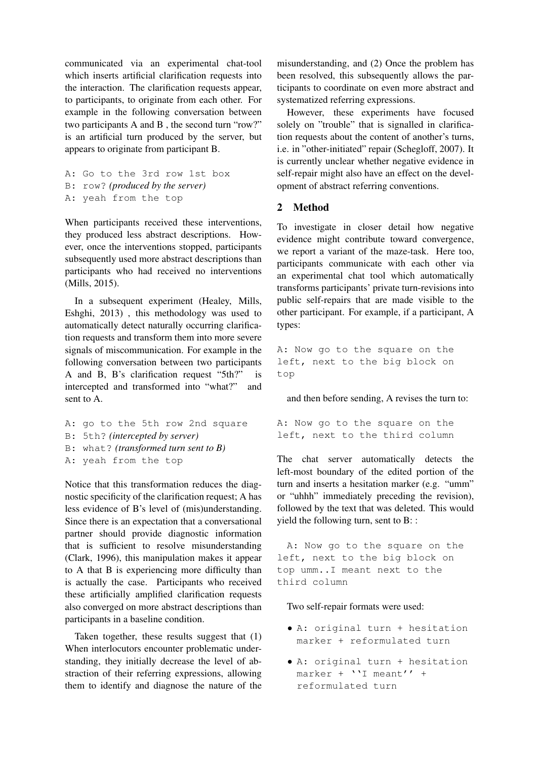communicated via an experimental chat-tool which inserts artificial clarification requests into the interaction. The clarification requests appear, to participants, to originate from each other. For example in the following conversation between two participants A and B , the second turn "row?" is an artificial turn produced by the server, but appears to originate from participant B.

```
A: Go to the 3rd row 1st box
B: row? (produced by the server)
A: yeah from the top
```

When participants received these interventions, they produced less abstract descriptions. However, once the interventions stopped, participants subsequently used more abstract descriptions than participants who had received no interventions (Mills, 2015).

In a subsequent experiment (Healey, Mills, Eshghi, 2013) , this methodology was used to automatically detect naturally occurring clarification requests and transform them into more severe signals of miscommunication. For example in the following conversation between two participants A and B, B's clarification request "5th?" is intercepted and transformed into "what?" and sent to A.

```
A: go to the 5th row 2nd square
B: 5th? (intercepted by server)
B: what? (transformed turn sent to B)
A: yeah from the top
```

Notice that this transformation reduces the diagnostic specificity of the clarification request; A has less evidence of B's level of (mis)understanding. Since there is an expectation that a conversational partner should provide diagnostic information that is sufficient to resolve misunderstanding (Clark, 1996), this manipulation makes it appear to A that B is experiencing more difficulty than is actually the case. Participants who received these artificially amplified clarification requests also converged on more abstract descriptions than participants in a baseline condition.

Taken together, these results suggest that (1) When interlocutors encounter problematic understanding, they initially decrease the level of abstraction of their referring expressions, allowing them to identify and diagnose the nature of the misunderstanding, and (2) Once the problem has been resolved, this subsequently allows the participants to coordinate on even more abstract and systematized referring expressions.

However, these experiments have focused solely on "trouble" that is signalled in clarification requests about the content of another's turns, i.e. in "other-initiated" repair (Schegloff, 2007). It is currently unclear whether negative evidence in self-repair might also have an effect on the development of abstract referring conventions.

## 2 Method

To investigate in closer detail how negative evidence might contribute toward convergence, we report a variant of the maze-task. Here too, participants communicate with each other via an experimental chat tool which automatically transforms participants' private turn-revisions into public self-repairs that are made visible to the other participant. For example, if a participant, A types:

```
A: Now go to the square on the
left, next to the big block on
top
```

and then before sending, A revises the turn to:

```
A: Now go to the square on the
left, next to the third column
```

The chat server automatically detects the left-most boundary of the edited portion of the turn and inserts a hesitation marker (e.g. "umm" or "uhhh" immediately preceding the revision), followed by the text that was deleted. This would yield the following turn, sent to B: :

```
A: Now go to the square on the
left, next to the big block on
top umm..I meant next to the
third column
```

Two self-repair formats were used:

- A: original turn + hesitation marker + reformulated turn
- A: original turn + hesitation marker + ``I meant'' + reformulated turn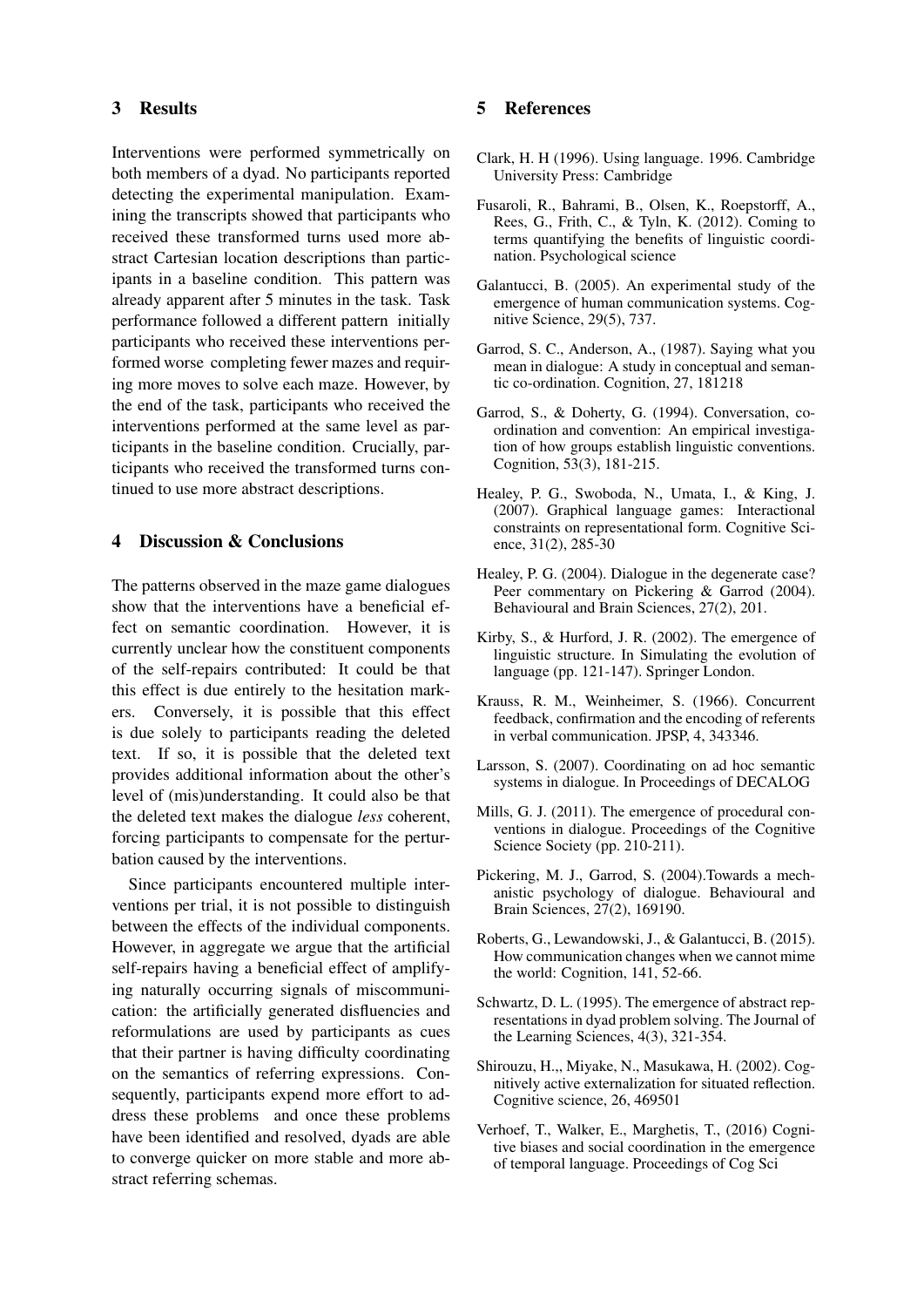## 3 Results

Interventions were performed symmetrically on both members of a dyad. No participants reported detecting the experimental manipulation. Examining the transcripts showed that participants who received these transformed turns used more abstract Cartesian location descriptions than participants in a baseline condition. This pattern was already apparent after 5 minutes in the task. Task performance followed a different pattern initially participants who received these interventions performed worse completing fewer mazes and requiring more moves to solve each maze. However, by the end of the task, participants who received the interventions performed at the same level as participants in the baseline condition. Crucially, participants who received the transformed turns continued to use more abstract descriptions.

## 4 Discussion & Conclusions

The patterns observed in the maze game dialogues show that the interventions have a beneficial effect on semantic coordination. However, it is currently unclear how the constituent components of the self-repairs contributed: It could be that this effect is due entirely to the hesitation markers. Conversely, it is possible that this effect is due solely to participants reading the deleted text. If so, it is possible that the deleted text provides additional information about the other's level of (mis)understanding. It could also be that the deleted text makes the dialogue *less* coherent, forcing participants to compensate for the perturbation caused by the interventions.

Since participants encountered multiple interventions per trial, it is not possible to distinguish between the effects of the individual components. However, in aggregate we argue that the artificial self-repairs having a beneficial effect of amplifying naturally occurring signals of miscommunication: the artificially generated disfluencies and reformulations are used by participants as cues that their partner is having difficulty coordinating on the semantics of referring expressions. Consequently, participants expend more effort to address these problems and once these problems have been identified and resolved, dyads are able to converge quicker on more stable and more abstract referring schemas.

## 5 References

Clark, H. H (1996). Using language. 1996. Cambridge University Press: Cambridge

Fusaroli, R., Bahrami, B., Olsen, K., Roepstorff, A., Rees, G., Frith, C., & Tyln, K. (2012). Coming to terms quantifying the benefits of linguistic coordination. Psychological science

Galantucci, B. (2005). An experimental study of the emergence of human communication systems. Cognitive Science, 29(5), 737.

Garrod, S. C., Anderson, A., (1987). Saying what you mean in dialogue: A study in conceptual and semantic co-ordination. Cognition, 27, 181218

Garrod, S., & Doherty, G. (1994). Conversation, co-ordination and convention: An empirical investigation of how groups establish linguistic conventions. Cognition, 53(3), 181-215.

Healey, P. G., Swoboda, N., Umata, I., & King, J. (2007). Graphical language games: Interactional constraints on representational form. Cognitive Science, 31(2), 285-30

Healey, P. G. (2004). Dialogue in the degenerate case? Peer commentary on Pickering & Garrod (2004). Behavioural and Brain Sciences, 27(2), 201.

Kirby, S., & Hurford, J. R. (2002). The emergence of linguistic structure. In Simulating the evolution of language (pp. 121-147). Springer London.

Krauss, R. M., Weinheimer, S. (1966). Concurrent feedback, confirmation and the encoding of referents in verbal communication. JPSP, 4, 343346.

Larsson, S. (2007). Coordinating on ad hoc semantic systems in dialogue. In Proceedings of DECALOG

Mills, G. J. (2011). The emergence of procedural conventions in dialogue. Proceedings of the Cognitive Science Society (pp. 210-211).

Pickering, M. J., Garrod, S. (2004).Towards a mechanistic psychology of dialogue. Behavioural and Brain Sciences, 27(2), 169190.

Roberts, G., Lewandowski, J., & Galantucci, B. (2015). How communication changes when we cannot mime the world: Cognition, 141, 52-66.

Schwartz, D. L. (1995). The emergence of abstract representations in dyad problem solving. The Journal of the Learning Sciences, 4(3), 321-354.

Shirouzu, H.,, Miyake, N., Masukawa, H. (2002). Cognitively active externalization for situated reflection. Cognitive science, 26, 469501

Verhoef, T., Walker, E., Marghetis, T., (2016) Cognitive biases and social coordination in the emergence of temporal language. Proceedings of Cog Sci